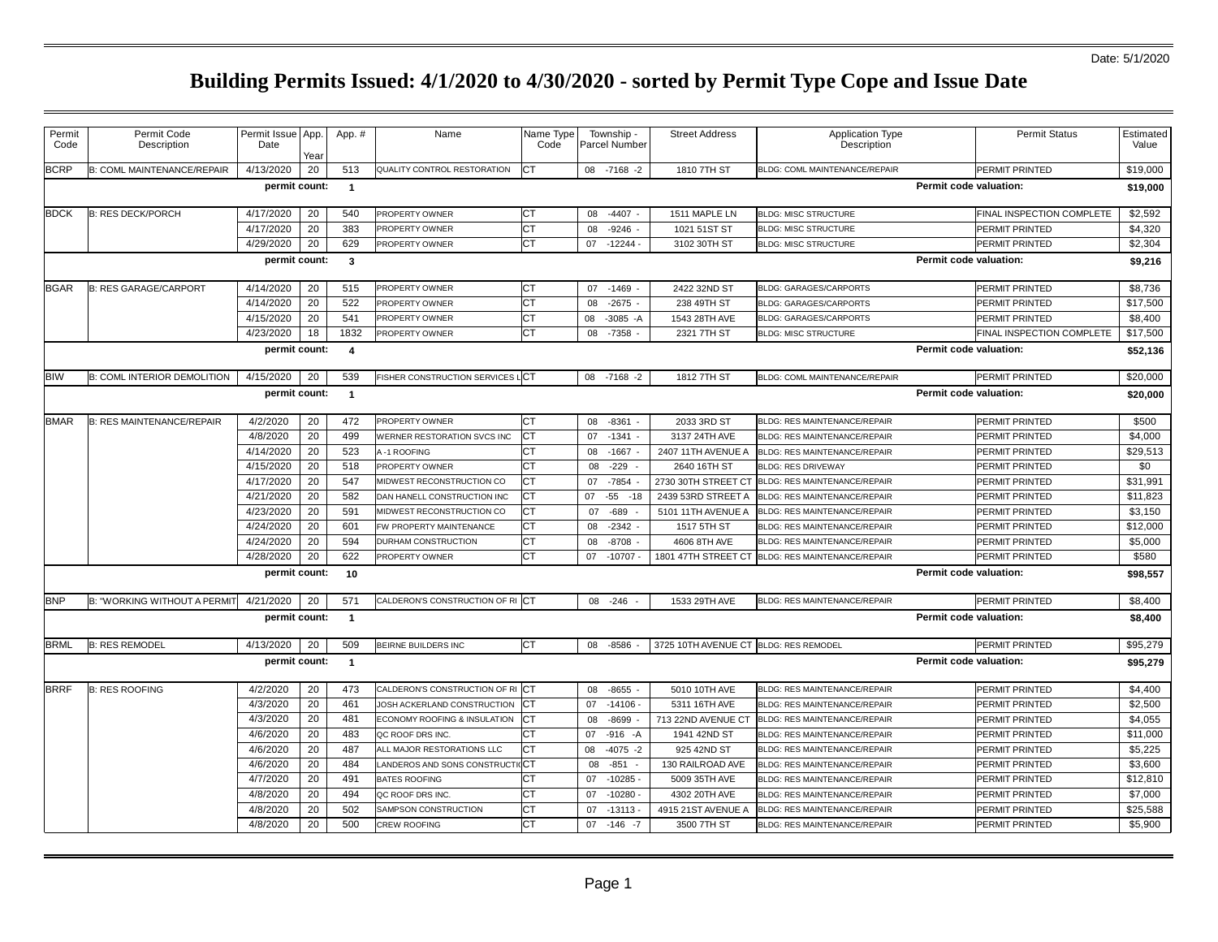Date: 5/1/2020

# Building Permits Issued: 4/1/2020 to 4/30/2020 - sorted by Permit Type Cope and Issue Date

| Permit Code | Permit Code Description | Permit Issue Date | App. Year | App. # | Name | Name Type Code | Township - Parcel Number | Street Address | Application Type Description | Permit Status | Estimated Value |
|---|---|---|---|---|---|---|---|---|---|---|---|
| BCRP | B: COML MAINTENANCE/REPAIR | 4/13/2020 | 20 | 513 | QUALITY CONTROL RESTORATION | CT | 08 -7168 -2 | 1810 7TH ST | BLDG: COML MAINTENANCE/REPAIR | PERMIT PRINTED | $19,000 |
| | | permit count: | | 1 | | | | | Permit code valuation: | | $19,000 |
| BDCK | B: RES DECK/PORCH | 4/17/2020 | 20 | 540 | PROPERTY OWNER | CT | 08 -4407 - | 1511 MAPLE LN | BLDG: MISC STRUCTURE | FINAL INSPECTION COMPLETE | $2,592 |
| | | 4/17/2020 | 20 | 383 | PROPERTY OWNER | CT | 08 -9246 - | 1021 51ST ST | BLDG: MISC STRUCTURE | PERMIT PRINTED | $4,320 |
| | | 4/29/2020 | 20 | 629 | PROPERTY OWNER | CT | 07 -12244 - | 3102 30TH ST | BLDG: MISC STRUCTURE | PERMIT PRINTED | $2,304 |
| | | permit count: | | 3 | | | | | Permit code valuation: | | $9,216 |
| BGAR | B: RES GARAGE/CARPORT | 4/14/2020 | 20 | 515 | PROPERTY OWNER | CT | 07 -1469 - | 2422 32ND ST | BLDG: GARAGES/CARPORTS | PERMIT PRINTED | $8,736 |
| | | 4/14/2020 | 20 | 522 | PROPERTY OWNER | CT | 08 -2675 - | 238 49TH ST | BLDG: GARAGES/CARPORTS | PERMIT PRINTED | $17,500 |
| | | 4/15/2020 | 20 | 541 | PROPERTY OWNER | CT | 08 -3085 -A | 1543 28TH AVE | BLDG: GARAGES/CARPORTS | PERMIT PRINTED | $8,400 |
| | | 4/23/2020 | 18 | 1832 | PROPERTY OWNER | CT | 08 -7358 - | 2321 7TH ST | BLDG: MISC STRUCTURE | FINAL INSPECTION COMPLETE | $17,500 |
| | | permit count: | | 4 | | | | | Permit code valuation: | | $52,136 |
| BIW | B: COML INTERIOR DEMOLITION | 4/15/2020 | 20 | 539 | FISHER CONSTRUCTION SERVICES L | CT | 08 -7168 -2 | 1812 7TH ST | BLDG: COML MAINTENANCE/REPAIR | PERMIT PRINTED | $20,000 |
| | | permit count: | | 1 | | | | | Permit code valuation: | | $20,000 |
| BMAR | B: RES MAINTENANCE/REPAIR | 4/2/2020 | 20 | 472 | PROPERTY OWNER | CT | 08 -8361 - | 2033 3RD ST | BLDG: RES MAINTENANCE/REPAIR | PERMIT PRINTED | $500 |
| | | 4/8/2020 | 20 | 499 | WERNER RESTORATION SVCS INC | CT | 07 -1341 - | 3137 24TH AVE | BLDG: RES MAINTENANCE/REPAIR | PERMIT PRINTED | $4,000 |
| | | 4/14/2020 | 20 | 523 | A -1 ROOFING | CT | 08 -1667 - | 2407 11TH AVENUE A | BLDG: RES MAINTENANCE/REPAIR | PERMIT PRINTED | $29,513 |
| | | 4/15/2020 | 20 | 518 | PROPERTY OWNER | CT | 08 -229 - | 2640 16TH ST | BLDG: RES DRIVEWAY | PERMIT PRINTED | $0 |
| | | 4/17/2020 | 20 | 547 | MIDWEST RECONSTRUCTION CO | CT | 07 -7854 - | 2730 30TH STREET CT | BLDG: RES MAINTENANCE/REPAIR | PERMIT PRINTED | $31,991 |
| | | 4/21/2020 | 20 | 582 | DAN HANELL CONSTRUCTION INC | CT | 07 -55 -18 | 2439 53RD STREET A | BLDG: RES MAINTENANCE/REPAIR | PERMIT PRINTED | $11,823 |
| | | 4/23/2020 | 20 | 591 | MIDWEST RECONSTRUCTION CO | CT | 07 -689 - | 5101 11TH AVENUE A | BLDG: RES MAINTENANCE/REPAIR | PERMIT PRINTED | $3,150 |
| | | 4/24/2020 | 20 | 601 | FW PROPERTY MAINTENANCE | CT | 08 -2342 - | 1517 5TH ST | BLDG: RES MAINTENANCE/REPAIR | PERMIT PRINTED | $12,000 |
| | | 4/24/2020 | 20 | 594 | DURHAM CONSTRUCTION | CT | 08 -8708 - | 4606 8TH AVE | BLDG: RES MAINTENANCE/REPAIR | PERMIT PRINTED | $5,000 |
| | | 4/28/2020 | 20 | 622 | PROPERTY OWNER | CT | 07 -10707 - | 1801 47TH STREET CT | BLDG: RES MAINTENANCE/REPAIR | PERMIT PRINTED | $580 |
| | | permit count: | | 10 | | | | | Permit code valuation: | | $98,557 |
| BNP | B: "WORKING WITHOUT A PERMIT | 4/21/2020 | 20 | 571 | CALDERON'S CONSTRUCTION OF RI | CT | 08 -246 - | 1533 29TH AVE | BLDG: RES MAINTENANCE/REPAIR | PERMIT PRINTED | $8,400 |
| | | permit count: | | 1 | | | | | Permit code valuation: | | $8,400 |
| BRML | B: RES REMODEL | 4/13/2020 | 20 | 509 | BEIRNE BUILDERS INC | CT | 08 -8586 - | 3725 10TH AVENUE CT | BLDG: RES REMODEL | PERMIT PRINTED | $95,279 |
| | | permit count: | | 1 | | | | | Permit code valuation: | | $95,279 |
| BRRF | B: RES ROOFING | 4/2/2020 | 20 | 473 | CALDERON'S CONSTRUCTION OF RI | CT | 08 -8655 - | 5010 10TH AVE | BLDG: RES MAINTENANCE/REPAIR | PERMIT PRINTED | $4,400 |
| | | 4/3/2020 | 20 | 461 | JOSH ACKERLAND CONSTRUCTION | CT | 07 -14106 - | 5311 16TH AVE | BLDG: RES MAINTENANCE/REPAIR | PERMIT PRINTED | $2,500 |
| | | 4/3/2020 | 20 | 481 | ECONOMY ROOFING & INSULATION | CT | 08 -8699 - | 713 22ND AVENUE CT | BLDG: RES MAINTENANCE/REPAIR | PERMIT PRINTED | $4,055 |
| | | 4/6/2020 | 20 | 483 | QC ROOF DRS INC. | CT | 07 -916 -A | 1941 42ND ST | BLDG: RES MAINTENANCE/REPAIR | PERMIT PRINTED | $11,000 |
| | | 4/6/2020 | 20 | 487 | ALL MAJOR RESTORATIONS LLC | CT | 08 -4075 -2 | 925 42ND ST | BLDG: RES MAINTENANCE/REPAIR | PERMIT PRINTED | $5,225 |
| | | 4/6/2020 | 20 | 484 | LANDEROS AND SONS CONSTRUCTI | CT | 08 -851 - | 130 RAILROAD AVE | BLDG: RES MAINTENANCE/REPAIR | PERMIT PRINTED | $3,600 |
| | | 4/7/2020 | 20 | 491 | BATES ROOFING | CT | 07 -10285 - | 5009 35TH AVE | BLDG: RES MAINTENANCE/REPAIR | PERMIT PRINTED | $12,810 |
| | | 4/8/2020 | 20 | 494 | QC ROOF DRS INC. | CT | 07 -10280 - | 4302 20TH AVE | BLDG: RES MAINTENANCE/REPAIR | PERMIT PRINTED | $7,000 |
| | | 4/8/2020 | 20 | 502 | SAMPSON CONSTRUCTION | CT | 07 -13113 - | 4915 21ST AVENUE A | BLDG: RES MAINTENANCE/REPAIR | PERMIT PRINTED | $25,588 |
| | | 4/8/2020 | 20 | 500 | CREW ROOFING | CT | 07 -146 -7 | 3500 7TH ST | BLDG: RES MAINTENANCE/REPAIR | PERMIT PRINTED | $5,900 |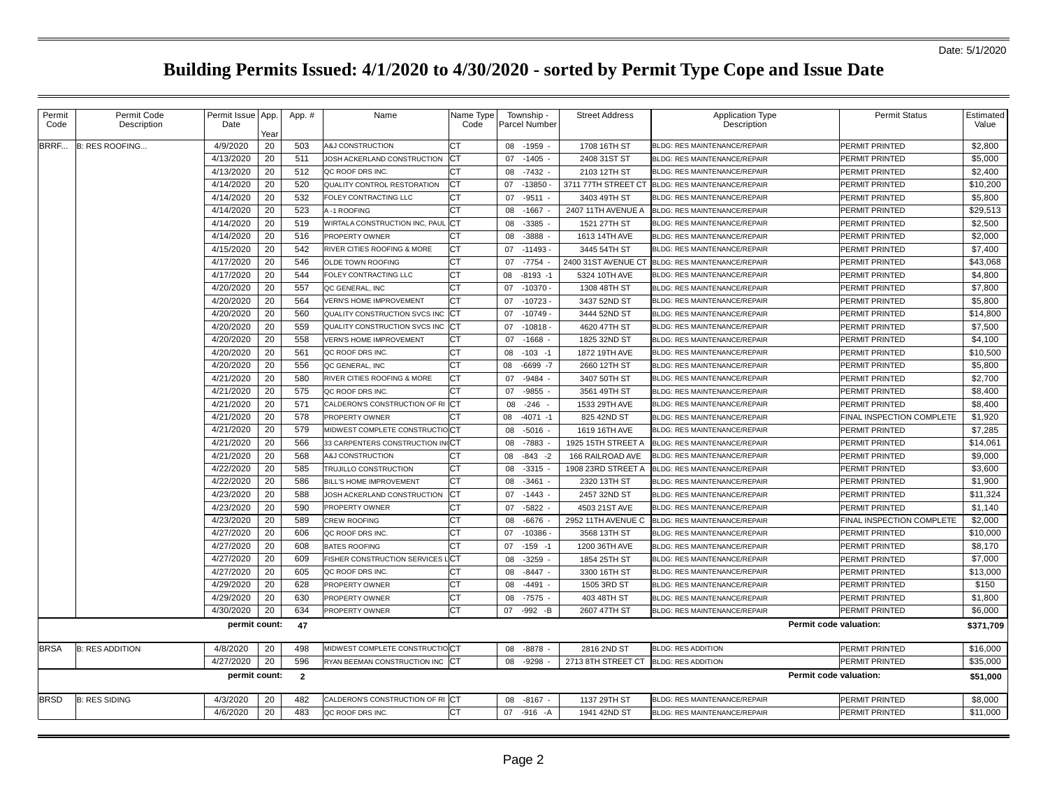Date: 5/1/2020

# Building Permits Issued: 4/1/2020 to 4/30/2020 - sorted by Permit Type Cope and Issue Date

| Permit Code | Permit Code Description | Permit Issue Date | App. Year | App. # | Name | Name Type Code | Township - Parcel Number | Street Address | Application Type Description | Permit Status | Estimated Value |
|---|---|---|---|---|---|---|---|---|---|---|---|
| BRRF... | B: RES ROOFING... | 4/9/2020 | 20 | 503 | A&J CONSTRUCTION | CT | 08 -1959 - | 1708 16TH ST | BLDG: RES MAINTENANCE/REPAIR | PERMIT PRINTED | $2,800 |
| | | 4/13/2020 | 20 | 511 | JOSH ACKERLAND CONSTRUCTION | CT | 07 -1405 - | 2408 31ST ST | BLDG: RES MAINTENANCE/REPAIR | PERMIT PRINTED | $5,000 |
| | | 4/13/2020 | 20 | 512 | QC ROOF DRS INC. | CT | 08 -7432 - | 2103 12TH ST | BLDG: RES MAINTENANCE/REPAIR | PERMIT PRINTED | $2,400 |
| | | 4/14/2020 | 20 | 520 | QUALITY CONTROL RESTORATION | CT | 07 -13850 - | 3711 77TH STREET CT | BLDG: RES MAINTENANCE/REPAIR | PERMIT PRINTED | $10,200 |
| | | 4/14/2020 | 20 | 532 | FOLEY CONTRACTING LLC | CT | 07 -9511 - | 3403 49TH ST | BLDG: RES MAINTENANCE/REPAIR | PERMIT PRINTED | $5,800 |
| | | 4/14/2020 | 20 | 523 | A -1 ROOFING | CT | 08 -1667 - | 2407 11TH AVENUE A | BLDG: RES MAINTENANCE/REPAIR | PERMIT PRINTED | $29,513 |
| | | 4/14/2020 | 20 | 519 | WIRTALA CONSTRUCTION INC, PAUL | CT | 08 -3385 - | 1521 27TH ST | BLDG: RES MAINTENANCE/REPAIR | PERMIT PRINTED | $2,500 |
| | | 4/14/2020 | 20 | 516 | PROPERTY OWNER | CT | 08 -3888 - | 1613 14TH AVE | BLDG: RES MAINTENANCE/REPAIR | PERMIT PRINTED | $2,000 |
| | | 4/15/2020 | 20 | 542 | RIVER CITIES ROOFING & MORE | CT | 07 -11493 - | 3445 54TH ST | BLDG: RES MAINTENANCE/REPAIR | PERMIT PRINTED | $7,400 |
| | | 4/17/2020 | 20 | 546 | OLDE TOWN ROOFING | CT | 07 -7754 - | 2400 31ST AVENUE CT | BLDG: RES MAINTENANCE/REPAIR | PERMIT PRINTED | $43,068 |
| | | 4/17/2020 | 20 | 544 | FOLEY CONTRACTING LLC | CT | 08 -8193 -1 | 5324 10TH AVE | BLDG: RES MAINTENANCE/REPAIR | PERMIT PRINTED | $4,800 |
| | | 4/20/2020 | 20 | 557 | QC GENERAL, INC | CT | 07 -10370 - | 1308 48TH ST | BLDG: RES MAINTENANCE/REPAIR | PERMIT PRINTED | $7,800 |
| | | 4/20/2020 | 20 | 564 | VERN'S HOME IMPROVEMENT | CT | 07 -10723 - | 3437 52ND ST | BLDG: RES MAINTENANCE/REPAIR | PERMIT PRINTED | $5,800 |
| | | 4/20/2020 | 20 | 560 | QUALITY CONSTRUCTION SVCS INC | CT | 07 -10749 - | 3444 52ND ST | BLDG: RES MAINTENANCE/REPAIR | PERMIT PRINTED | $14,800 |
| | | 4/20/2020 | 20 | 559 | QUALITY CONSTRUCTION SVCS INC | CT | 07 -10818 - | 4620 47TH ST | BLDG: RES MAINTENANCE/REPAIR | PERMIT PRINTED | $7,500 |
| | | 4/20/2020 | 20 | 558 | VERN'S HOME IMPROVEMENT | CT | 07 -1668 - | 1825 32ND ST | BLDG: RES MAINTENANCE/REPAIR | PERMIT PRINTED | $4,100 |
| | | 4/20/2020 | 20 | 561 | QC ROOF DRS INC. | CT | 08 -103 -1 | 1872 19TH AVE | BLDG: RES MAINTENANCE/REPAIR | PERMIT PRINTED | $10,500 |
| | | 4/20/2020 | 20 | 556 | QC GENERAL, INC | CT | 08 -6699 -7 | 2660 12TH ST | BLDG: RES MAINTENANCE/REPAIR | PERMIT PRINTED | $5,800 |
| | | 4/21/2020 | 20 | 580 | RIVER CITIES ROOFING & MORE | CT | 07 -9484 - | 3407 50TH ST | BLDG: RES MAINTENANCE/REPAIR | PERMIT PRINTED | $2,700 |
| | | 4/21/2020 | 20 | 575 | QC ROOF DRS INC. | CT | 07 -9855 - | 3561 49TH ST | BLDG: RES MAINTENANCE/REPAIR | PERMIT PRINTED | $8,400 |
| | | 4/21/2020 | 20 | 571 | CALDERON'S CONSTRUCTION OF RI | CT | 08 -246 - | 1533 29TH AVE | BLDG: RES MAINTENANCE/REPAIR | PERMIT PRINTED | $8,400 |
| | | 4/21/2020 | 20 | 578 | PROPERTY OWNER | CT | 08 -4071 -1 | 825 42ND ST | BLDG: RES MAINTENANCE/REPAIR | FINAL INSPECTION COMPLETE | $1,920 |
| | | 4/21/2020 | 20 | 579 | MIDWEST COMPLETE CONSTRUCTIO | CT | 08 -5016 - | 1619 16TH AVE | BLDG: RES MAINTENANCE/REPAIR | PERMIT PRINTED | $7,285 |
| | | 4/21/2020 | 20 | 566 | 33 CARPENTERS CONSTRUCTION IN | CT | 08 -7883 - | 1925 15TH STREET A | BLDG: RES MAINTENANCE/REPAIR | PERMIT PRINTED | $14,061 |
| | | 4/21/2020 | 20 | 568 | A&J CONSTRUCTION | CT | 08 -843 -2 | 166 RAILROAD AVE | BLDG: RES MAINTENANCE/REPAIR | PERMIT PRINTED | $9,000 |
| | | 4/22/2020 | 20 | 585 | TRUJILLO CONSTRUCTION | CT | 08 -3315 - | 1908 23RD STREET A | BLDG: RES MAINTENANCE/REPAIR | PERMIT PRINTED | $3,600 |
| | | 4/22/2020 | 20 | 586 | BILL'S HOME IMPROVEMENT | CT | 08 -3461 - | 2320 13TH ST | BLDG: RES MAINTENANCE/REPAIR | PERMIT PRINTED | $1,900 |
| | | 4/23/2020 | 20 | 588 | JOSH ACKERLAND CONSTRUCTION | CT | 07 -1443 - | 2457 32ND ST | BLDG: RES MAINTENANCE/REPAIR | PERMIT PRINTED | $11,324 |
| | | 4/23/2020 | 20 | 590 | PROPERTY OWNER | CT | 07 -5822 - | 4503 21ST AVE | BLDG: RES MAINTENANCE/REPAIR | PERMIT PRINTED | $1,140 |
| | | 4/23/2020 | 20 | 589 | CREW ROOFING | CT | 08 -6676 - | 2952 11TH AVENUE C | BLDG: RES MAINTENANCE/REPAIR | FINAL INSPECTION COMPLETE | $2,000 |
| | | 4/27/2020 | 20 | 606 | QC ROOF DRS INC. | CT | 07 -10386 - | 3568 13TH ST | BLDG: RES MAINTENANCE/REPAIR | PERMIT PRINTED | $10,000 |
| | | 4/27/2020 | 20 | 608 | BATES ROOFING | CT | 07 -159 -1 | 1200 36TH AVE | BLDG: RES MAINTENANCE/REPAIR | PERMIT PRINTED | $8,170 |
| | | 4/27/2020 | 20 | 609 | FISHER CONSTRUCTION SERVICES L | CT | 08 -3259 - | 1854 25TH ST | BLDG: RES MAINTENANCE/REPAIR | PERMIT PRINTED | $7,000 |
| | | 4/27/2020 | 20 | 605 | QC ROOF DRS INC. | CT | 08 -8447 - | 3300 16TH ST | BLDG: RES MAINTENANCE/REPAIR | PERMIT PRINTED | $13,000 |
| | | 4/29/2020 | 20 | 628 | PROPERTY OWNER | CT | 08 -4491 - | 1505 3RD ST | BLDG: RES MAINTENANCE/REPAIR | PERMIT PRINTED | $150 |
| | | 4/29/2020 | 20 | 630 | PROPERTY OWNER | CT | 08 -7575 - | 403 48TH ST | BLDG: RES MAINTENANCE/REPAIR | PERMIT PRINTED | $1,800 |
| | | 4/30/2020 | 20 | 634 | PROPERTY OWNER | CT | 07 -992 -B | 2607 47TH ST | BLDG: RES MAINTENANCE/REPAIR | PERMIT PRINTED | $6,000 |
| | | **permit count:** | | **47** | | | | | | **Permit code valuation:** | **$371,709** |
| BRSA | B: RES ADDITION | 4/8/2020 | 20 | 498 | MIDWEST COMPLETE CONSTRUCTIO | CT | 08 -8878 - | 2816 2ND ST | BLDG: RES ADDITION | PERMIT PRINTED | $16,000 |
| | | 4/27/2020 | 20 | 596 | RYAN BEEMAN CONSTRUCTION INC | CT | 08 -9298 - | 2713 8TH STREET CT | BLDG: RES ADDITION | PERMIT PRINTED | $35,000 |
| | | **permit count:** | | **2** | | | | | | **Permit code valuation:** | **$51,000** |
| BRSD | B: RES SIDING | 4/3/2020 | 20 | 482 | CALDERON'S CONSTRUCTION OF RI | CT | 08 -8167 - | 1137 29TH ST | BLDG: RES MAINTENANCE/REPAIR | PERMIT PRINTED | $8,000 |
| | | 4/6/2020 | 20 | 483 | QC ROOF DRS INC. | CT | 07 -916 -A | 1941 42ND ST | BLDG: RES MAINTENANCE/REPAIR | PERMIT PRINTED | $11,000 |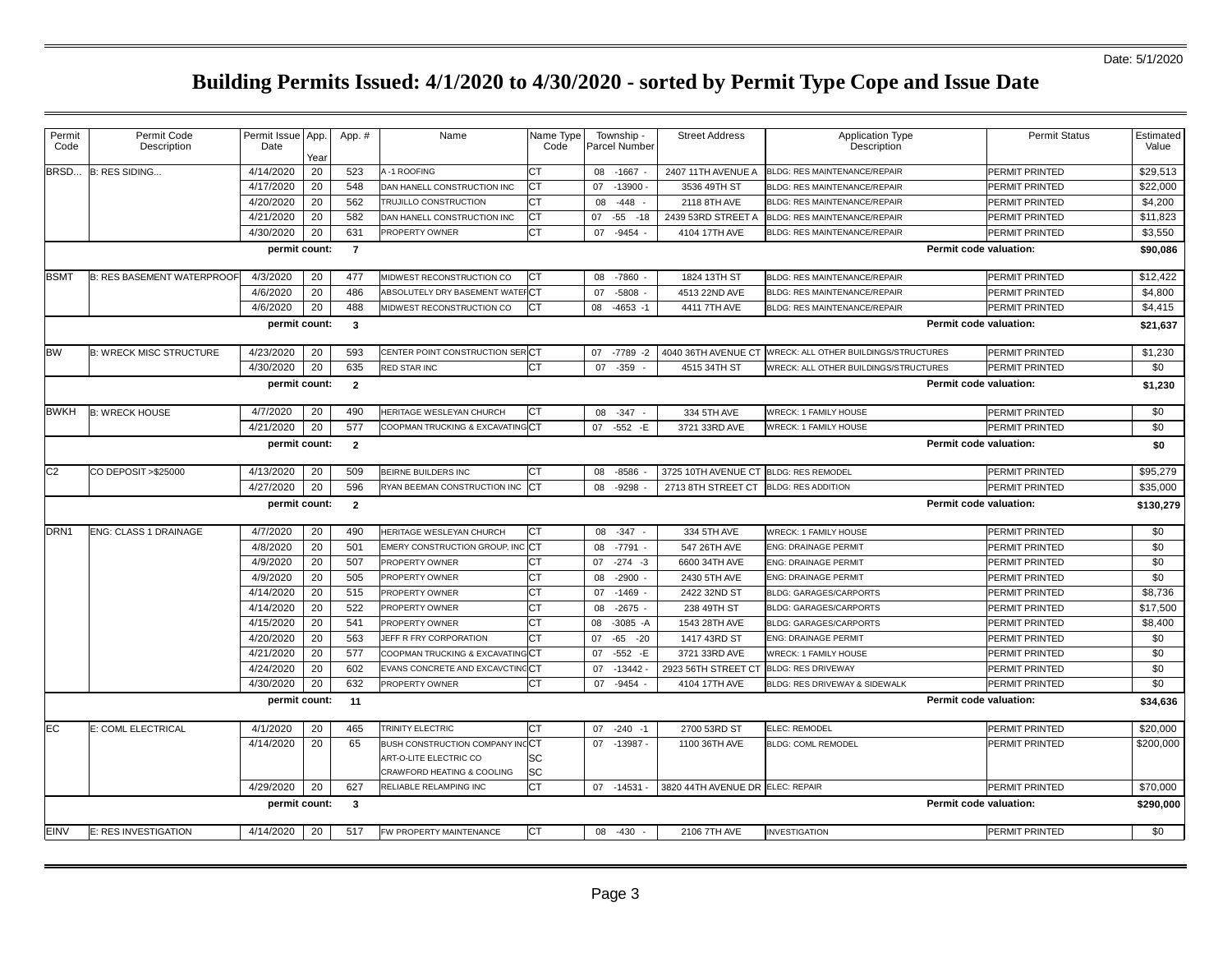Date: 5/1/2020

# Building Permits Issued: 4/1/2020 to 4/30/2020 - sorted by Permit Type Cope and Issue Date

| Permit Code | Permit Code Description | Permit Issue Date | App. Year | App. # | Name | Name Type Code | Township - Parcel Number | Street Address | Application Type Description | Permit Status | Estimated Value |
|---|---|---|---|---|---|---|---|---|---|---|---|
| BRSD... | B: RES SIDING... | 4/14/2020 | 20 | 523 | A -1 ROOFING | CT | 08 -1667 - | 2407 11TH AVENUE A | BLDG: RES MAINTENANCE/REPAIR | PERMIT PRINTED | $29,513 |
| | | 4/17/2020 | 20 | 548 | DAN HANELL CONSTRUCTION INC | CT | 07 -13900 - | 3536 49TH ST | BLDG: RES MAINTENANCE/REPAIR | PERMIT PRINTED | $22,000 |
| | | 4/20/2020 | 20 | 562 | TRUJILLO CONSTRUCTION | CT | 08 -448 - | 2118 8TH AVE | BLDG: RES MAINTENANCE/REPAIR | PERMIT PRINTED | $4,200 |
| | | 4/21/2020 | 20 | 582 | DAN HANELL CONSTRUCTION INC | CT | 07 -55 -18 | 2439 53RD STREET A | BLDG: RES MAINTENANCE/REPAIR | PERMIT PRINTED | $11,823 |
| | | 4/30/2020 | 20 | 631 | PROPERTY OWNER | CT | 07 -9454 - | 4104 17TH AVE | BLDG: RES MAINTENANCE/REPAIR | PERMIT PRINTED | $3,550 |
| | | **permit count:** | | **7** | | | | | **Permit code valuation:** | | **$90,086** |
| BSMT | B: RES BASEMENT WATERPROOF | 4/3/2020 | 20 | 477 | MIDWEST RECONSTRUCTION CO | CT | 08 -7860 - | 1824 13TH ST | BLDG: RES MAINTENANCE/REPAIR | PERMIT PRINTED | $12,422 |
| | | 4/6/2020 | 20 | 486 | ABSOLUTELY DRY BASEMENT WATEF | CT | 07 -5808 - | 4513 22ND AVE | BLDG: RES MAINTENANCE/REPAIR | PERMIT PRINTED | $4,800 |
| | | 4/6/2020 | 20 | 488 | MIDWEST RECONSTRUCTION CO | CT | 08 -4653 -1 | 4411 7TH AVE | BLDG: RES MAINTENANCE/REPAIR | PERMIT PRINTED | $4,415 |
| | | **permit count:** | | **3** | | | | | **Permit code valuation:** | | **$21,637** |
| BW | B: WRECK MISC STRUCTURE | 4/23/2020 | 20 | 593 | CENTER POINT CONSTRUCTION SER | CT | 07 -7789 -2 | 4040 36TH AVENUE CT | WRECK: ALL OTHER BUILDINGS/STRUCTURES | PERMIT PRINTED | $1,230 |
| | | 4/30/2020 | 20 | 635 | RED STAR INC | CT | 07 -359 - | 4515 34TH ST | WRECK: ALL OTHER BUILDINGS/STRUCTURES | PERMIT PRINTED | $0 |
| | | **permit count:** | | **2** | | | | | **Permit code valuation:** | | **$1,230** |
| BWKH | B: WRECK HOUSE | 4/7/2020 | 20 | 490 | HERITAGE WESLEYAN CHURCH | CT | 08 -347 - | 334 5TH AVE | WRECK: 1 FAMILY HOUSE | PERMIT PRINTED | $0 |
| | | 4/21/2020 | 20 | 577 | COOPMAN TRUCKING & EXCAVATING | CT | 07 -552 -E | 3721 33RD AVE | WRECK: 1 FAMILY HOUSE | PERMIT PRINTED | $0 |
| | | **permit count:** | | **2** | | | | | **Permit code valuation:** | | **$0** |
| C2 | CO DEPOSIT >$25000 | 4/13/2020 | 20 | 509 | BEIRNE BUILDERS INC | CT | 08 -8586 - | 3725 10TH AVENUE CT | BLDG: RES REMODEL | PERMIT PRINTED | $95,279 |
| | | 4/27/2020 | 20 | 596 | RYAN BEEMAN CONSTRUCTION INC | CT | 08 -9298 - | 2713 8TH STREET CT | BLDG: RES ADDITION | PERMIT PRINTED | $35,000 |
| | | **permit count:** | | **2** | | | | | **Permit code valuation:** | | **$130,279** |
| DRN1 | ENG: CLASS 1 DRAINAGE | 4/7/2020 | 20 | 490 | HERITAGE WESLEYAN CHURCH | CT | 08 -347 - | 334 5TH AVE | WRECK: 1 FAMILY HOUSE | PERMIT PRINTED | $0 |
| | | 4/8/2020 | 20 | 501 | EMERY CONSTRUCTION GROUP, INC | CT | 08 -7791 - | 547 26TH AVE | ENG: DRAINAGE PERMIT | PERMIT PRINTED | $0 |
| | | 4/9/2020 | 20 | 507 | PROPERTY OWNER | CT | 07 -274 -3 | 6600 34TH AVE | ENG: DRAINAGE PERMIT | PERMIT PRINTED | $0 |
| | | 4/9/2020 | 20 | 505 | PROPERTY OWNER | CT | 08 -2900 - | 2430 5TH AVE | ENG: DRAINAGE PERMIT | PERMIT PRINTED | $0 |
| | | 4/14/2020 | 20 | 515 | PROPERTY OWNER | CT | 07 -1469 - | 2422 32ND ST | BLDG: GARAGES/CARPORTS | PERMIT PRINTED | $8,736 |
| | | 4/14/2020 | 20 | 522 | PROPERTY OWNER | CT | 08 -2675 - | 238 49TH ST | BLDG: GARAGES/CARPORTS | PERMIT PRINTED | $17,500 |
| | | 4/15/2020 | 20 | 541 | PROPERTY OWNER | CT | 08 -3085 -A | 1543 28TH AVE | BLDG: GARAGES/CARPORTS | PERMIT PRINTED | $8,400 |
| | | 4/20/2020 | 20 | 563 | JEFF R FRY CORPORATION | CT | 07 -65 -20 | 1417 43RD ST | ENG: DRAINAGE PERMIT | PERMIT PRINTED | $0 |
| | | 4/21/2020 | 20 | 577 | COOPMAN TRUCKING & EXCAVATING | CT | 07 -552 -E | 3721 33RD AVE | WRECK: 1 FAMILY HOUSE | PERMIT PRINTED | $0 |
| | | 4/24/2020 | 20 | 602 | EVANS CONCRETE AND EXCAVCTING | CT | 07 -13442 - | 2923 56TH STREET CT | BLDG: RES DRIVEWAY | PERMIT PRINTED | $0 |
| | | 4/30/2020 | 20 | 632 | PROPERTY OWNER | CT | 07 -9454 - | 4104 17TH AVE | BLDG: RES DRIVEWAY & SIDEWALK | PERMIT PRINTED | $0 |
| | | **permit count:** | | **11** | | | | | **Permit code valuation:** | | **$34,636** |
| EC | E: COML ELECTRICAL | 4/1/2020 | 20 | 465 | TRINITY ELECTRIC | CT | 07 -240 -1 | 2700 53RD ST | ELEC: REMODEL | PERMIT PRINTED | $20,000 |
| | | 4/14/2020 | 20 | 65 | BUSH CONSTRUCTION COMPANY INC | CT | 07 -13987 - | 1100 36TH AVE | BLDG: COML REMODEL | PERMIT PRINTED | $200,000 |
| | | | | | ART-O-LITE ELECTRIC CO | SC | | | | | |
| | | | | | CRAWFORD HEATING & COOLING | SC | | | | | |
| | | 4/29/2020 | 20 | 627 | RELIABLE RELAMPING INC | CT | 07 -14531 - | 3820 44TH AVENUE DR | ELEC: REPAIR | PERMIT PRINTED | $70,000 |
| | | **permit count:** | | **3** | | | | | **Permit code valuation:** | | **$290,000** |
| EINV | E: RES INVESTIGATION | 4/14/2020 | 20 | 517 | FW PROPERTY MAINTENANCE | CT | 08 -430 - | 2106 7TH AVE | INVESTIGATION | PERMIT PRINTED | $0 |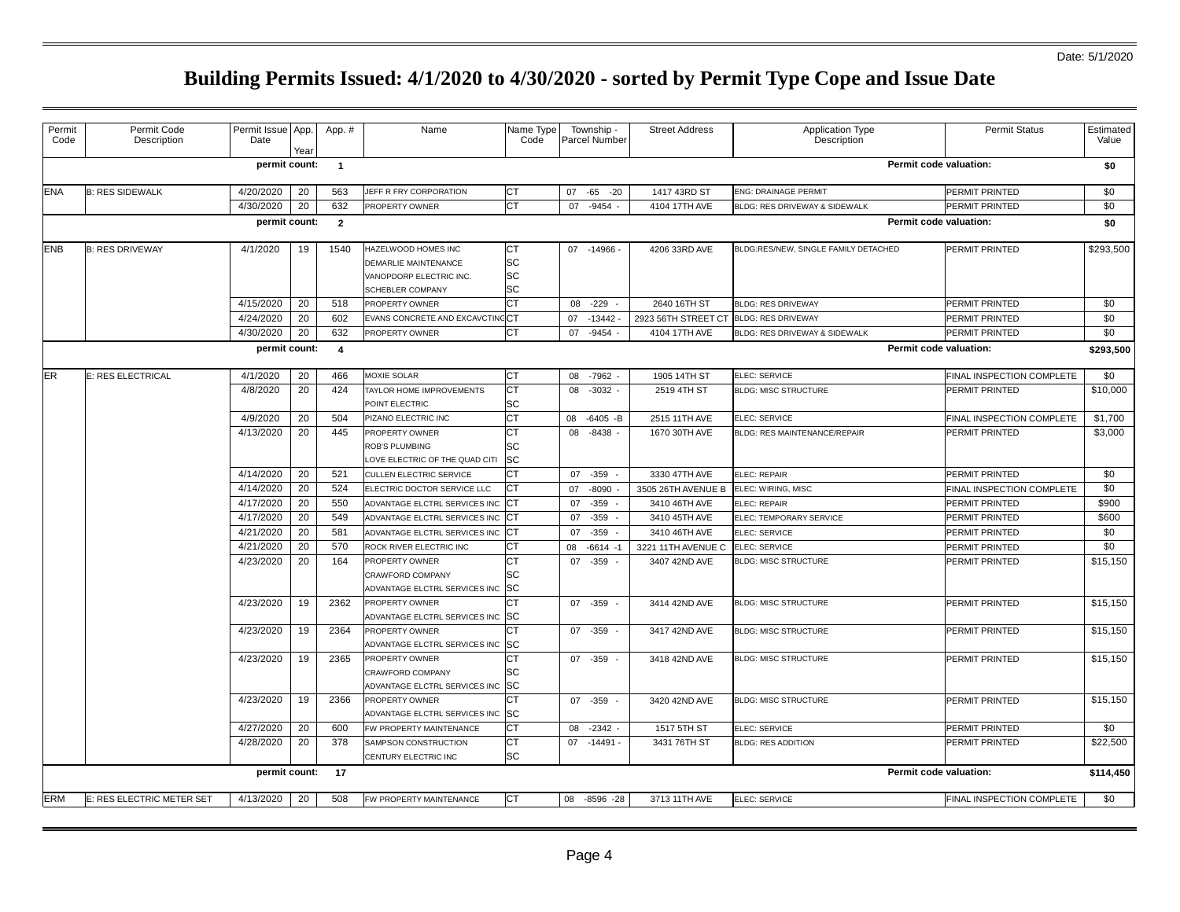Date: 5/1/2020

# Building Permits Issued: 4/1/2020 to 4/30/2020 - sorted by Permit Type Cope and Issue Date

| Permit Code | Permit Code Description | Permit Issue Date | App. Year | App. # | Name | Name Type Code | Township - Parcel Number | Street Address | Application Type Description | Permit Status | Estimated Value |
|---|---|---|---|---|---|---|---|---|---|---|---|
| | | permit count: | | 1 | | | | | Permit code valuation: | | $0 |
| ENA | B: RES SIDEWALK | 4/20/2020 | 20 | 563 | JEFF R FRY CORPORATION | CT | 07 -65 -20 | 1417 43RD ST | ENG: DRAINAGE PERMIT | PERMIT PRINTED | $0 |
| | | 4/30/2020 | 20 | 632 | PROPERTY OWNER | CT | 07 -9454 - | 4104 17TH AVE | BLDG: RES DRIVEWAY & SIDEWALK | PERMIT PRINTED | $0 |
| | | permit count: | | 2 | | | | | Permit code valuation: | | $0 |
| ENB | B: RES DRIVEWAY | 4/1/2020 | 19 | 1540 | HAZELWOOD HOMES INC | CT | 07 -14966 - | 4206 33RD AVE | BLDG:RES/NEW, SINGLE FAMILY DETACHED | PERMIT PRINTED | $293,500 |
| | | | | | DEMARLIE MAINTENANCE | SC | | | | | |
| | | | | | VANOPDORP ELECTRIC INC. | SC | | | | | |
| | | | | | SCHEBLER COMPANY | SC | | | | | |
| | | 4/15/2020 | 20 | 518 | PROPERTY OWNER | CT | 08 -229 - | 2640 16TH ST | BLDG: RES DRIVEWAY | PERMIT PRINTED | $0 |
| | | 4/24/2020 | 20 | 602 | EVANS CONCRETE AND EXCAVCTING | CT | 07 -13442 - | 2923 56TH STREET CT | BLDG: RES DRIVEWAY | PERMIT PRINTED | $0 |
| | | 4/30/2020 | 20 | 632 | PROPERTY OWNER | CT | 07 -9454 - | 4104 17TH AVE | BLDG: RES DRIVEWAY & SIDEWALK | PERMIT PRINTED | $0 |
| | | permit count: | | 4 | | | | | Permit code valuation: | | $293,500 |
| ER | E: RES ELECTRICAL | 4/1/2020 | 20 | 466 | MOXIE SOLAR | CT | 08 -7962 - | 1905 14TH ST | ELEC: SERVICE | FINAL INSPECTION COMPLETE | $0 |
| | | 4/8/2020 | 20 | 424 | TAYLOR HOME IMPROVEMENTS | CT | 08 -3032 - | 2519 4TH ST | BLDG: MISC STRUCTURE | PERMIT PRINTED | $10,000 |
| | | | | | POINT ELECTRIC | SC | | | | | |
| | | 4/9/2020 | 20 | 504 | PIZANO ELECTRIC INC | CT | 08 -6405 -B | 2515 11TH AVE | ELEC: SERVICE | FINAL INSPECTION COMPLETE | $1,700 |
| | | 4/13/2020 | 20 | 445 | PROPERTY OWNER | CT | 08 -8438 - | 1670 30TH AVE | BLDG: RES MAINTENANCE/REPAIR | PERMIT PRINTED | $3,000 |
| | | | | | ROB'S PLUMBING | SC | | | | | |
| | | | | | LOVE ELECTRIC OF THE QUAD CITI | SC | | | | | |
| | | 4/14/2020 | 20 | 521 | CULLEN ELECTRIC SERVICE | CT | 07 -359 - | 3330 47TH AVE | ELEC: REPAIR | PERMIT PRINTED | $0 |
| | | 4/14/2020 | 20 | 524 | ELECTRIC DOCTOR SERVICE LLC | CT | 07 -8090 - | 3505 26TH AVENUE B | ELEC: WIRING, MISC | FINAL INSPECTION COMPLETE | $0 |
| | | 4/17/2020 | 20 | 550 | ADVANTAGE ELCTRL SERVICES INC | CT | 07 -359 - | 3410 46TH AVE | ELEC: REPAIR | PERMIT PRINTED | $900 |
| | | 4/17/2020 | 20 | 549 | ADVANTAGE ELCTRL SERVICES INC | CT | 07 -359 - | 3410 45TH AVE | ELEC: TEMPORARY SERVICE | PERMIT PRINTED | $600 |
| | | 4/21/2020 | 20 | 581 | ADVANTAGE ELCTRL SERVICES INC | CT | 07 -359 - | 3410 46TH AVE | ELEC: SERVICE | PERMIT PRINTED | $0 |
| | | 4/21/2020 | 20 | 570 | ROCK RIVER ELECTRIC INC | CT | 08 -6614 -1 | 3221 11TH AVENUE C | ELEC: SERVICE | PERMIT PRINTED | $0 |
| | | 4/23/2020 | 20 | 164 | PROPERTY OWNER | CT | 07 -359 - | 3407 42ND AVE | BLDG: MISC STRUCTURE | PERMIT PRINTED | $15,150 |
| | | | | | CRAWFORD COMPANY | SC | | | | | |
| | | | | | ADVANTAGE ELCTRL SERVICES INC | SC | | | | | |
| | | 4/23/2020 | 19 | 2362 | PROPERTY OWNER | CT | 07 -359 - | 3414 42ND AVE | BLDG: MISC STRUCTURE | PERMIT PRINTED | $15,150 |
| | | | | | ADVANTAGE ELCTRL SERVICES INC | SC | | | | | |
| | | 4/23/2020 | 19 | 2364 | PROPERTY OWNER | CT | 07 -359 - | 3417 42ND AVE | BLDG: MISC STRUCTURE | PERMIT PRINTED | $15,150 |
| | | | | | ADVANTAGE ELCTRL SERVICES INC | SC | | | | | |
| | | 4/23/2020 | 19 | 2365 | PROPERTY OWNER | CT | 07 -359 - | 3418 42ND AVE | BLDG: MISC STRUCTURE | PERMIT PRINTED | $15,150 |
| | | | | | CRAWFORD COMPANY | SC | | | | | |
| | | | | | ADVANTAGE ELCTRL SERVICES INC | SC | | | | | |
| | | 4/23/2020 | 19 | 2366 | PROPERTY OWNER | CT | 07 -359 - | 3420 42ND AVE | BLDG: MISC STRUCTURE | PERMIT PRINTED | $15,150 |
| | | | | | ADVANTAGE ELCTRL SERVICES INC | SC | | | | | |
| | | 4/27/2020 | 20 | 600 | FW PROPERTY MAINTENANCE | CT | 08 -2342 - | 1517 5TH ST | ELEC: SERVICE | PERMIT PRINTED | $0 |
| | | 4/28/2020 | 20 | 378 | SAMPSON CONSTRUCTION | CT | 07 -14491 - | 3431 76TH ST | BLDG: RES ADDITION | PERMIT PRINTED | $22,500 |
| | | | | | CENTURY ELECTRIC INC | SC | | | | | |
| | | permit count: | | 17 | | | | | Permit code valuation: | | $114,450 |
| ERM | E: RES ELECTRIC METER SET | 4/13/2020 | 20 | 508 | FW PROPERTY MAINTENANCE | CT | 08 -8596 -28 | 3713 11TH AVE | ELEC: SERVICE | FINAL INSPECTION COMPLETE | $0 |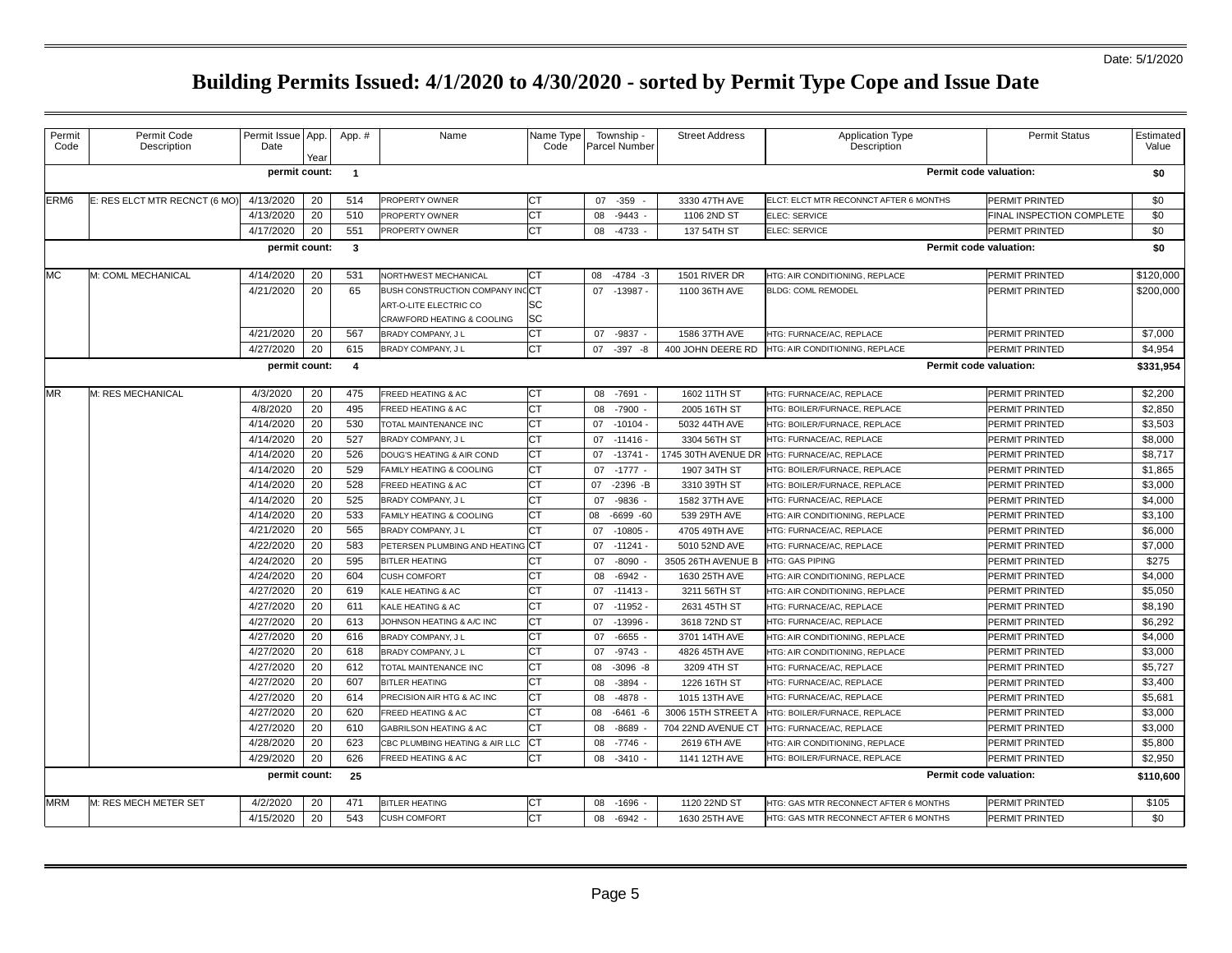Date: 5/1/2020

# Building Permits Issued: 4/1/2020 to 4/30/2020 - sorted by Permit Type Cope and Issue Date

| Permit Code | Permit Code Description | Permit Issue Date | App. Year | App. # | Name | Name Type Code | Township - Parcel Number | Street Address | Application Type Description | Permit Status | Estimated Value |
|---|---|---|---|---|---|---|---|---|---|---|---|
| | | **permit count:** | | **1** | | | | | **Permit code valuation:** | | **$0** |
| ERM6 | E: RES ELCT MTR RECNCT (6 MO) | 4/13/2020 | 20 | 514 | PROPERTY OWNER | CT | 07 -359 - | 3330 47TH AVE | ELCT: ELCT MTR RECONNCT AFTER 6 MONTHS | PERMIT PRINTED | $0 |
| | | 4/13/2020 | 20 | 510 | PROPERTY OWNER | CT | 08 -9443 - | 1106 2ND ST | ELEC: SERVICE | FINAL INSPECTION COMPLETE | $0 |
| | | 4/17/2020 | 20 | 551 | PROPERTY OWNER | CT | 08 -4733 - | 137 54TH ST | ELEC: SERVICE | PERMIT PRINTED | $0 |
| | | **permit count:** | | **3** | | | | | **Permit code valuation:** | | **$0** |
| MC | M: COML MECHANICAL | 4/14/2020 | 20 | 531 | NORTHWEST MECHANICAL | CT | 08 -4784 -3 | 1501 RIVER DR | HTG: AIR CONDITIONING, REPLACE | PERMIT PRINTED | $120,000 |
| | | 4/21/2020 | 20 | 65 | BUSH CONSTRUCTION COMPANY INC | CT | 07 -13987 - | 1100 36TH AVE | BLDG: COML REMODEL | PERMIT PRINTED | $200,000 |
| | | | | | ART-O-LITE ELECTRIC CO | SC | | | | | |
| | | | | | CRAWFORD HEATING & COOLING | SC | | | | | |
| | | 4/21/2020 | 20 | 567 | BRADY COMPANY, J L | CT | 07 -9837 - | 1586 37TH AVE | HTG: FURNACE/AC, REPLACE | PERMIT PRINTED | $7,000 |
| | | 4/27/2020 | 20 | 615 | BRADY COMPANY, J L | CT | 07 -397 -8 | 400 JOHN DEERE RD | HTG: AIR CONDITIONING, REPLACE | PERMIT PRINTED | $4,954 |
| | | **permit count:** | | **4** | | | | | **Permit code valuation:** | | **$331,954** |
| MR | M: RES MECHANICAL | 4/3/2020 | 20 | 475 | FREED HEATING & AC | CT | 08 -7691 - | 1602 11TH ST | HTG: FURNACE/AC, REPLACE | PERMIT PRINTED | $2,200 |
| | | 4/8/2020 | 20 | 495 | FREED HEATING & AC | CT | 08 -7900 - | 2005 16TH ST | HTG: BOILER/FURNACE, REPLACE | PERMIT PRINTED | $2,850 |
| | | 4/14/2020 | 20 | 530 | TOTAL MAINTENANCE INC | CT | 07 -10104 - | 5032 44TH AVE | HTG: BOILER/FURNACE, REPLACE | PERMIT PRINTED | $3,503 |
| | | 4/14/2020 | 20 | 527 | BRADY COMPANY, J L | CT | 07 -11416 - | 3304 56TH ST | HTG: FURNACE/AC, REPLACE | PERMIT PRINTED | $8,000 |
| | | 4/14/2020 | 20 | 526 | DOUG'S HEATING & AIR COND | CT | 07 -13741 - | 1745 30TH AVENUE DR | HTG: FURNACE/AC, REPLACE | PERMIT PRINTED | $8,717 |
| | | 4/14/2020 | 20 | 529 | FAMILY HEATING & COOLING | CT | 07 -1777 - | 1907 34TH ST | HTG: BOILER/FURNACE, REPLACE | PERMIT PRINTED | $1,865 |
| | | 4/14/2020 | 20 | 528 | FREED HEATING & AC | CT | 07 -2396 -B | 3310 39TH ST | HTG: BOILER/FURNACE, REPLACE | PERMIT PRINTED | $3,000 |
| | | 4/14/2020 | 20 | 525 | BRADY COMPANY, J L | CT | 07 -9836 - | 1582 37TH AVE | HTG: FURNACE/AC, REPLACE | PERMIT PRINTED | $4,000 |
| | | 4/14/2020 | 20 | 533 | FAMILY HEATING & COOLING | CT | 08 -6699 -60 | 539 29TH AVE | HTG: AIR CONDITIONING, REPLACE | PERMIT PRINTED | $3,100 |
| | | 4/21/2020 | 20 | 565 | BRADY COMPANY, J L | CT | 07 -10805 - | 4705 49TH AVE | HTG: FURNACE/AC, REPLACE | PERMIT PRINTED | $6,000 |
| | | 4/22/2020 | 20 | 583 | PETERSEN PLUMBING AND HEATING | CT | 07 -11241 - | 5010 52ND AVE | HTG: FURNACE/AC, REPLACE | PERMIT PRINTED | $7,000 |
| | | 4/24/2020 | 20 | 595 | BITLER HEATING | CT | 07 -8090 - | 3505 26TH AVENUE B | HTG: GAS PIPING | PERMIT PRINTED | $275 |
| | | 4/24/2020 | 20 | 604 | CUSH COMFORT | CT | 08 -6942 - | 1630 25TH AVE | HTG: AIR CONDITIONING, REPLACE | PERMIT PRINTED | $4,000 |
| | | 4/27/2020 | 20 | 619 | KALE HEATING & AC | CT | 07 -11413 - | 3211 56TH ST | HTG: AIR CONDITIONING, REPLACE | PERMIT PRINTED | $5,050 |
| | | 4/27/2020 | 20 | 611 | KALE HEATING & AC | CT | 07 -11952 - | 2631 45TH ST | HTG: FURNACE/AC, REPLACE | PERMIT PRINTED | $8,190 |
| | | 4/27/2020 | 20 | 613 | JOHNSON HEATING & A/C INC | CT | 07 -13996 - | 3618 72ND ST | HTG: FURNACE/AC, REPLACE | PERMIT PRINTED | $6,292 |
| | | 4/27/2020 | 20 | 616 | BRADY COMPANY, J L | CT | 07 -6655 - | 3701 14TH AVE | HTG: AIR CONDITIONING, REPLACE | PERMIT PRINTED | $4,000 |
| | | 4/27/2020 | 20 | 618 | BRADY COMPANY, J L | CT | 07 -9743 - | 4826 45TH AVE | HTG: AIR CONDITIONING, REPLACE | PERMIT PRINTED | $3,000 |
| | | 4/27/2020 | 20 | 612 | TOTAL MAINTENANCE INC | CT | 08 -3096 -8 | 3209 4TH ST | HTG: FURNACE/AC, REPLACE | PERMIT PRINTED | $5,727 |
| | | 4/27/2020 | 20 | 607 | BITLER HEATING | CT | 08 -3894 - | 1226 16TH ST | HTG: FURNACE/AC, REPLACE | PERMIT PRINTED | $3,400 |
| | | 4/27/2020 | 20 | 614 | PRECISION AIR HTG & AC INC | CT | 08 -4878 - | 1015 13TH AVE | HTG: FURNACE/AC, REPLACE | PERMIT PRINTED | $5,681 |
| | | 4/27/2020 | 20 | 620 | FREED HEATING & AC | CT | 08 -6461 -6 | 3006 15TH STREET A | HTG: BOILER/FURNACE, REPLACE | PERMIT PRINTED | $3,000 |
| | | 4/27/2020 | 20 | 610 | GABRILSON HEATING & AC | CT | 08 -8689 - | 704 22ND AVENUE CT | HTG: FURNACE/AC, REPLACE | PERMIT PRINTED | $3,000 |
| | | 4/28/2020 | 20 | 623 | CBC PLUMBING HEATING & AIR LLC | CT | 08 -7746 - | 2619 6TH AVE | HTG: AIR CONDITIONING, REPLACE | PERMIT PRINTED | $5,800 |
| | | 4/29/2020 | 20 | 626 | FREED HEATING & AC | CT | 08 -3410 - | 1141 12TH AVE | HTG: BOILER/FURNACE, REPLACE | PERMIT PRINTED | $2,950 |
| | | **permit count:** | | **25** | | | | | **Permit code valuation:** | | **$110,600** |
| MRM | M: RES MECH METER SET | 4/2/2020 | 20 | 471 | BITLER HEATING | CT | 08 -1696 - | 1120 22ND ST | HTG: GAS MTR RECONNECT AFTER 6 MONTHS | PERMIT PRINTED | $105 |
| | | 4/15/2020 | 20 | 543 | CUSH COMFORT | CT | 08 -6942 - | 1630 25TH AVE | HTG: GAS MTR RECONNECT AFTER 6 MONTHS | PERMIT PRINTED | $0 |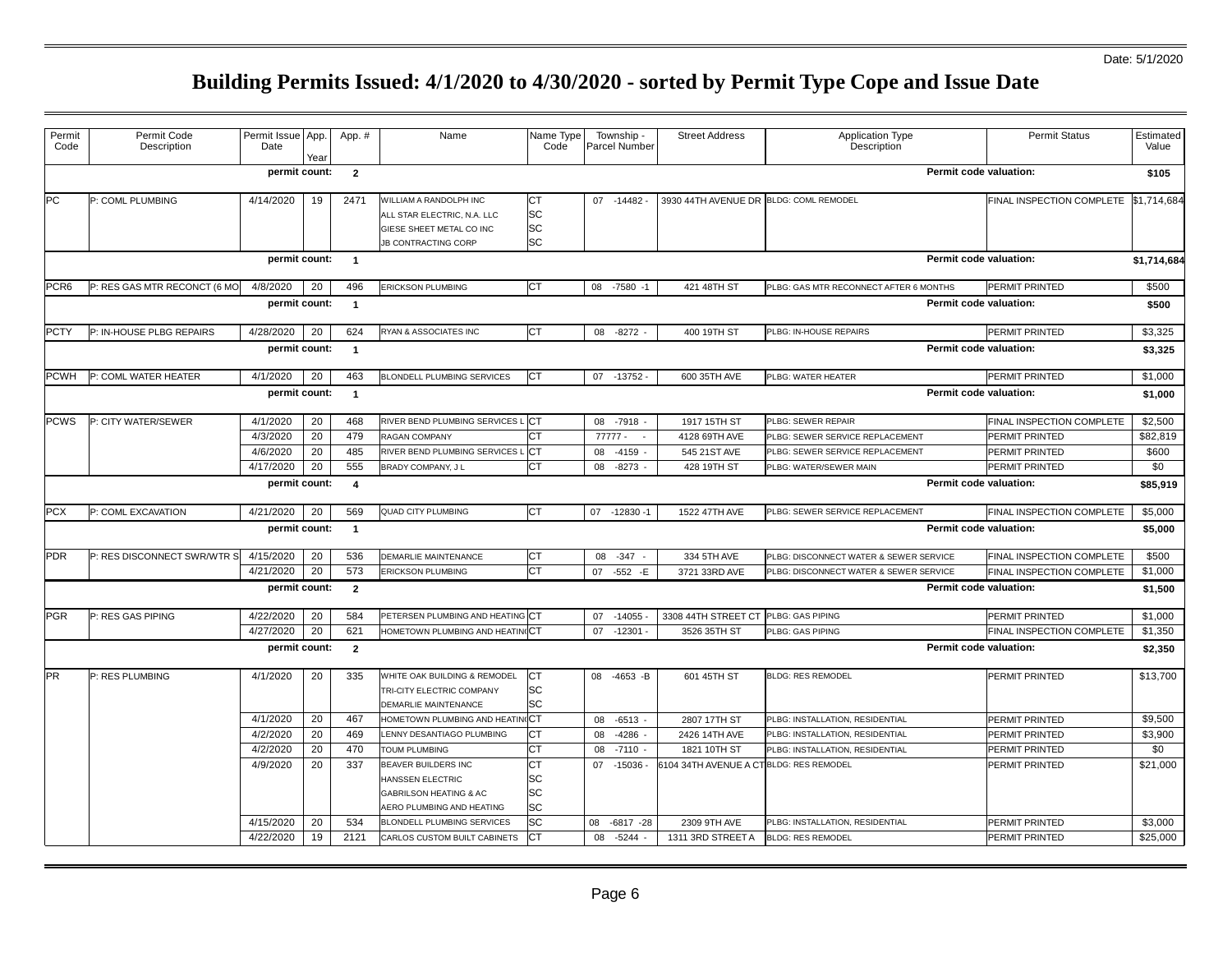Date: 5/1/2020

# Building Permits Issued: 4/1/2020 to 4/30/2020 - sorted by Permit Type Cope and Issue Date

| Permit Code | Permit Code Description | Permit Issue Date | App. Year | App. # | Name | Name Type Code | Township - Parcel Number | Street Address | Application Type Description | Permit Status | Estimated Value |
|---|---|---|---|---|---|---|---|---|---|---|---|
| | | permit count: | | 2 | | | | | Permit code valuation: | | $105 |
| PC | P: COML PLUMBING | 4/14/2020 | 19 | 2471 | WILLIAM A RANDOLPH INC | CT | 07 -14482 - | 3930 44TH AVENUE DR | BLDG: COML REMODEL | FINAL INSPECTION COMPLETE | $1,714,684 |
| | | | | | ALL STAR ELECTRIC, N.A. LLC | SC | | | | | |
| | | | | | GIESE SHEET METAL CO INC | SC | | | | | |
| | | | | | JB CONTRACTING CORP | SC | | | | | |
| | | permit count: | | 1 | | | | | Permit code valuation: | | $1,714,684 |
| PCR6 | P: RES GAS MTR RECONCT (6 MO | 4/8/2020 | 20 | 496 | ERICKSON PLUMBING | CT | 08 -7580 -1 | 421 48TH ST | PLBG: GAS MTR RECONNECT AFTER 6 MONTHS | PERMIT PRINTED | $500 |
| | | permit count: | | 1 | | | | | Permit code valuation: | | $500 |
| PCTY | P: IN-HOUSE PLBG REPAIRS | 4/28/2020 | 20 | 624 | RYAN & ASSOCIATES INC | CT | 08 -8272 - | 400 19TH ST | PLBG: IN-HOUSE REPAIRS | PERMIT PRINTED | $3,325 |
| | | permit count: | | 1 | | | | | Permit code valuation: | | $3,325 |
| PCWH | P: COML WATER HEATER | 4/1/2020 | 20 | 463 | BLONDELL PLUMBING SERVICES | CT | 07 -13752 - | 600 35TH AVE | PLBG: WATER HEATER | PERMIT PRINTED | $1,000 |
| | | permit count: | | 1 | | | | | Permit code valuation: | | $1,000 |
| PCWS | P: CITY WATER/SEWER | 4/1/2020 | 20 | 468 | RIVER BEND PLUMBING SERVICES L | CT | 08 -7918 - | 1917 15TH ST | PLBG: SEWER REPAIR | FINAL INSPECTION COMPLETE | $2,500 |
| | | 4/3/2020 | 20 | 479 | RAGAN COMPANY | CT | 77777 - - | 4128 69TH AVE | PLBG: SEWER SERVICE REPLACEMENT | PERMIT PRINTED | $82,819 |
| | | 4/6/2020 | 20 | 485 | RIVER BEND PLUMBING SERVICES L | CT | 08 -4159 - | 545 21ST AVE | PLBG: SEWER SERVICE REPLACEMENT | PERMIT PRINTED | $600 |
| | | 4/17/2020 | 20 | 555 | BRADY COMPANY, J L | CT | 08 -8273 - | 428 19TH ST | PLBG: WATER/SEWER MAIN | PERMIT PRINTED | $0 |
| | | permit count: | | 4 | | | | | Permit code valuation: | | $85,919 |
| PCX | P: COML EXCAVATION | 4/21/2020 | 20 | 569 | QUAD CITY PLUMBING | CT | 07 -12830 -1 | 1522 47TH AVE | PLBG: SEWER SERVICE REPLACEMENT | FINAL INSPECTION COMPLETE | $5,000 |
| | | permit count: | | 1 | | | | | Permit code valuation: | | $5,000 |
| PDR | P: RES DISCONNECT SWR/WTR S | 4/15/2020 | 20 | 536 | DEMARLIE MAINTENANCE | CT | 08 -347 - | 334 5TH AVE | PLBG: DISCONNECT WATER & SEWER SERVICE | FINAL INSPECTION COMPLETE | $500 |
| | | 4/21/2020 | 20 | 573 | ERICKSON PLUMBING | CT | 07 -552 -E | 3721 33RD AVE | PLBG: DISCONNECT WATER & SEWER SERVICE | FINAL INSPECTION COMPLETE | $1,000 |
| | | permit count: | | 2 | | | | | Permit code valuation: | | $1,500 |
| PGR | P: RES GAS PIPING | 4/22/2020 | 20 | 584 | PETERSEN PLUMBING AND HEATING | CT | 07 -14055 - | 3308 44TH STREET CT | PLBG: GAS PIPING | PERMIT PRINTED | $1,000 |
| | | 4/27/2020 | 20 | 621 | HOMETOWN PLUMBING AND HEATIN | CT | 07 -12301 - | 3526 35TH ST | PLBG: GAS PIPING | FINAL INSPECTION COMPLETE | $1,350 |
| | | permit count: | | 2 | | | | | Permit code valuation: | | $2,350 |
| PR | P: RES PLUMBING | 4/1/2020 | 20 | 335 | WHITE OAK BUILDING & REMODEL | CT | 08 -4653 -B | 601 45TH ST | BLDG: RES REMODEL | PERMIT PRINTED | $13,700 |
| | | | | | TRI-CITY ELECTRIC COMPANY | SC | | | | | |
| | | | | | DEMARLIE MAINTENANCE | SC | | | | | |
| | | 4/1/2020 | 20 | 467 | HOMETOWN PLUMBING AND HEATIN | CT | 08 -6513 - | 2807 17TH ST | PLBG: INSTALLATION, RESIDENTIAL | PERMIT PRINTED | $9,500 |
| | | 4/2/2020 | 20 | 469 | LENNY DESANTIAGO PLUMBING | CT | 08 -4286 - | 2426 14TH AVE | PLBG: INSTALLATION, RESIDENTIAL | PERMIT PRINTED | $3,900 |
| | | 4/2/2020 | 20 | 470 | TOUM PLUMBING | CT | 08 -7110 - | 1821 10TH ST | PLBG: INSTALLATION, RESIDENTIAL | PERMIT PRINTED | $0 |
| | | 4/9/2020 | 20 | 337 | BEAVER BUILDERS INC | CT | 07 -15036 - | 6104 34TH AVENUE A CT | BLDG: RES REMODEL | PERMIT PRINTED | $21,000 |
| | | | | | HANSSEN ELECTRIC | SC | | | | | |
| | | | | | GABRILSON HEATING & AC | SC | | | | | |
| | | | | | AERO PLUMBING AND HEATING | SC | | | | | |
| | | 4/15/2020 | 20 | 534 | BLONDELL PLUMBING SERVICES | SC | 08 -6817 -28 | 2309 9TH AVE | PLBG: INSTALLATION, RESIDENTIAL | PERMIT PRINTED | $3,000 |
| | | 4/22/2020 | 19 | 2121 | CARLOS CUSTOM BUILT CABINETS | CT | 08 -5244 - | 1311 3RD STREET A | BLDG: RES REMODEL | PERMIT PRINTED | $25,000 |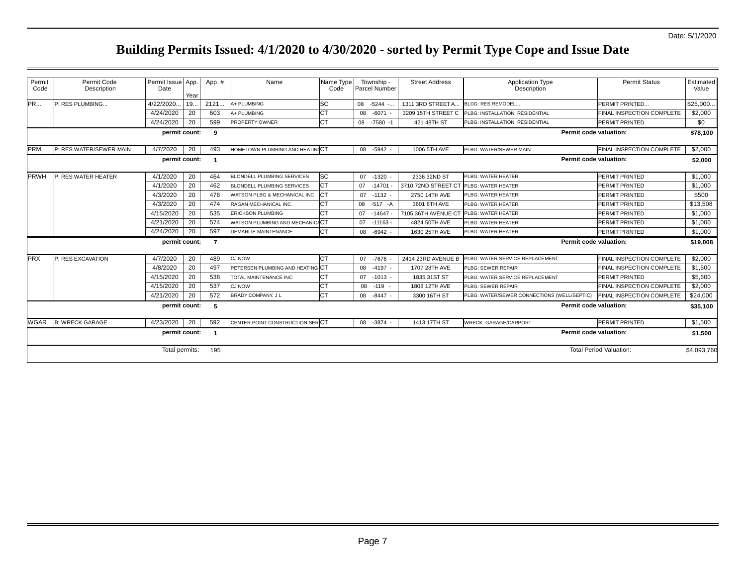Date: 5/1/2020

# Building Permits Issued: 4/1/2020 to 4/30/2020 - sorted by Permit Type Cope and Issue Date

| Permit Code | Permit Code Description | Permit Issue Date | App. Year | App. # | Name | Name Type Code | Township - Parcel Number | Street Address | Application Type Description | Permit Status | Estimated Value |
|---|---|---|---|---|---|---|---|---|---|---|---|
| PR... | P: RES PLUMBING... | 4/22/2020... | 19... | 2121... | A+ PLUMBING | SC | 08 -5244 -... | 1311 3RD STREET A... | BLDG: RES REMODEL... | PERMIT PRINTED... | $25,000... |
| | | 4/24/2020 | 20 | 603 | A+ PLUMBING | CT | 08 -6071 - | 3209 15TH STREET C | PLBG: INSTALLATION, RESIDENTIAL | FINAL INSPECTION COMPLETE | $2,000 |
| | | 4/24/2020 | 20 | 599 | PROPERTY OWNER | CT | 08 -7580 -1 | 421 48TH ST | PLBG: INSTALLATION, RESIDENTIAL | PERMIT PRINTED | $0 |
| | | **permit count:** | | **9** | | | | | | **Permit code valuation:** | **$78,100** |
| PRM | P: RES WATER/SEWER MAIN | 4/7/2020 | 20 | 493 | HOMETOWN PLUMBING AND HEATIN | CT | 08 -5942 - | 1006 5TH AVE | PLBG: WATER/SEWER MAIN | FINAL INSPECTION COMPLETE | $2,000 |
| | | **permit count:** | | **1** | | | | | | **Permit code valuation:** | **$2,000** |
| PRWH | P: RES WATER HEATER | 4/1/2020 | 20 | 464 | BLONDELL PLUMBING SERVICES | SC | 07 -1320 - | 2336 32ND ST | PLBG: WATER HEATER | PERMIT PRINTED | $1,000 |
| | | 4/1/2020 | 20 | 462 | BLONDELL PLUMBING SERVICES | CT | 07 -14701 - | 3710 72ND STREET CT | PLBG: WATER HEATER | PERMIT PRINTED | $1,000 |
| | | 4/3/2020 | 20 | 476 | WATSON PLBG & MECHANICAL INC | CT | 07 -1132 - | 2750 14TH AVE | PLBG: WATER HEATER | PERMIT PRINTED | $500 |
| | | 4/3/2020 | 20 | 474 | RAGAN MECHANICAL INC. | CT | 08 -517 -A | 3601 6TH AVE | PLBG: WATER HEATER | PERMIT PRINTED | $13,508 |
| | | 4/15/2020 | 20 | 535 | ERICKSON PLUMBING | CT | 07 -14647 - | 7105 36TH AVENUE CT | PLBG: WATER HEATER | PERMIT PRINTED | $1,000 |
| | | 4/21/2020 | 20 | 574 | WATSON PLUMBING AND MECHANIC/ | CT | 07 -11163 - | 4824 50TH AVE | PLBG: WATER HEATER | PERMIT PRINTED | $1,000 |
| | | 4/24/2020 | 20 | 597 | DEMARLIE MAINTENANCE | CT | 08 -6942 - | 1630 25TH AVE | PLBG: WATER HEATER | PERMIT PRINTED | $1,000 |
| | | **permit count:** | | **7** | | | | | | **Permit code valuation:** | **$19,008** |
| PRX | P: RES EXCAVATION | 4/7/2020 | 20 | 489 | CJ NOW | CT | 07 -7676 - | 2414 23RD AVENUE B | PLBG: WATER SERVICE REPLACEMENT | FINAL INSPECTION COMPLETE | $2,000 |
| | | 4/8/2020 | 20 | 497 | PETERSEN PLUMBING AND HEATING | CT | 08 -4197 - | 1707 28TH AVE | PLBG: SEWER REPAIR | FINAL INSPECTION COMPLETE | $1,500 |
| | | 4/15/2020 | 20 | 538 | TOTAL MAINTENANCE INC | CT | 07 -1013 - | 1835 31ST ST | PLBG: WATER SERVICE REPLACEMENT | PERMIT PRINTED | $5,600 |
| | | 4/15/2020 | 20 | 537 | CJ NOW | CT | 08 -119 - | 1808 12TH AVE | PLBG: SEWER REPAIR | FINAL INSPECTION COMPLETE | $2,000 |
| | | 4/21/2020 | 20 | 572 | BRADY COMPANY, J L | CT | 08 -8447 - | 3300 16TH ST | PLBG: WATER/SEWER CONNECTIONS (WELL/SEPTIC) | FINAL INSPECTION COMPLETE | $24,000 |
| | | **permit count:** | | **5** | | | | | | **Permit code valuation:** | **$35,100** |
| WGAR | B: WRECK GARAGE | 4/23/2020 | 20 | 592 | CENTER POINT CONSTRUCTION SER | CT | 08 -3874 - | 1413 17TH ST | WRECK: GARAGE/CARPORT | PERMIT PRINTED | $1,500 |
| | | **permit count:** | | **1** | | | | | | **Permit code valuation:** | **$1,500** |
| | | Total permits: | | 195 | | | | | | Total Period Valuation: | $4,093,760 |